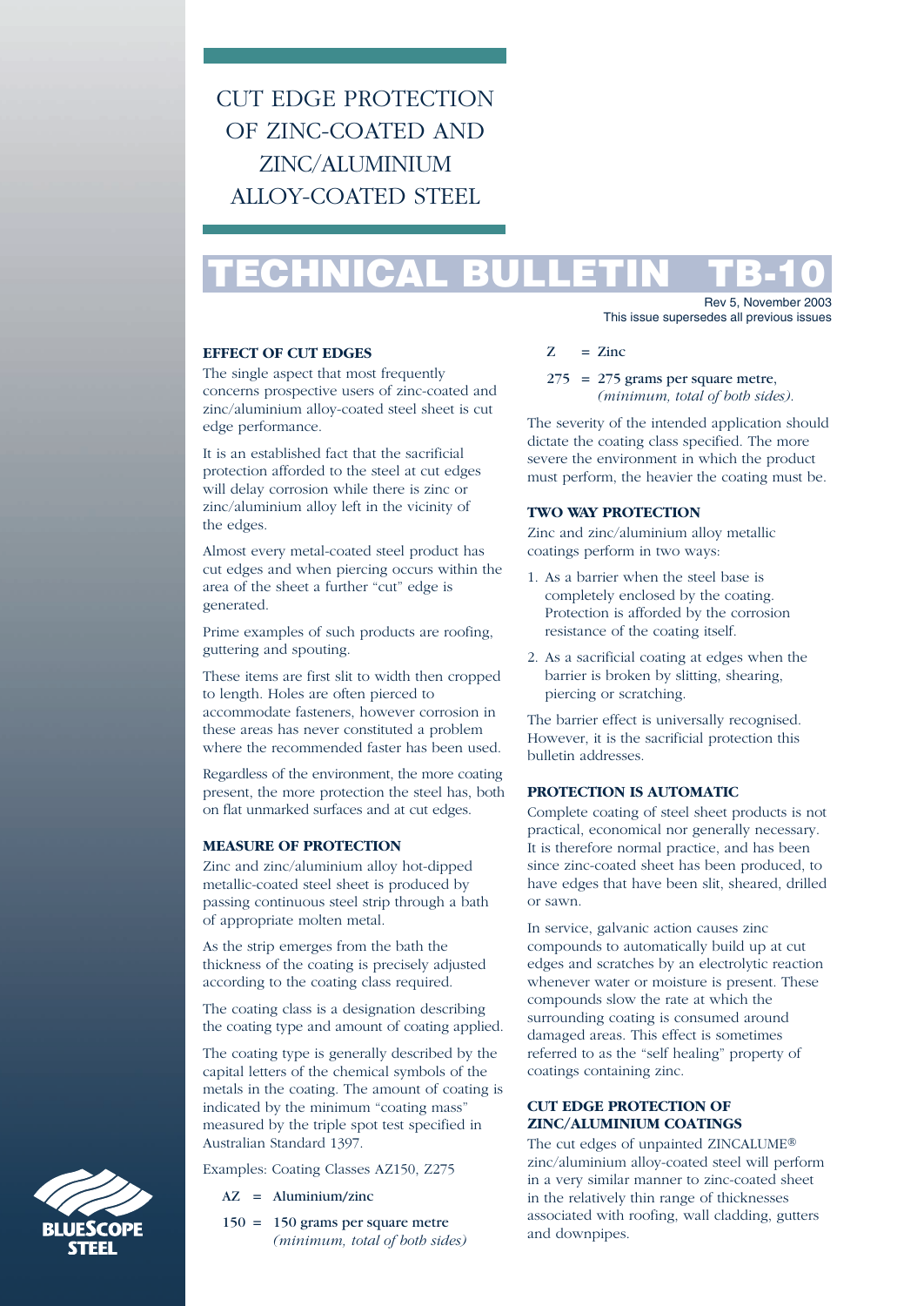# CUT EDGE PROTECTION OF ZINC-COATED AND ZINC/ALUMINIUM ALLOY-COATED STEEL

# TECHNICAL BULLETIN TB-10

Rev 5, November 2003
This issue supersedes all previous issues

### EFFECT OF CUT EDGES

The single aspect that most frequently concerns prospective users of zinc-coated and zinc/aluminium alloy-coated steel sheet is cut edge performance.

It is an established fact that the sacrificial protection afforded to the steel at cut edges will delay corrosion while there is zinc or zinc/aluminium alloy left in the vicinity of the edges.

Almost every metal-coated steel product has cut edges and when piercing occurs within the area of the sheet a further "cut" edge is generated.

Prime examples of such products are roofing, guttering and spouting.

These items are first slit to width then cropped to length. Holes are often pierced to accommodate fasteners, however corrosion in these areas has never constituted a problem where the recommended faster has been used.

Regardless of the environment, the more coating present, the more protection the steel has, both on flat unmarked surfaces and at cut edges.

### MEASURE OF PROTECTION

Zinc and zinc/aluminium alloy hot-dipped metallic-coated steel sheet is produced by passing continuous steel strip through a bath of appropriate molten metal.

As the strip emerges from the bath the thickness of the coating is precisely adjusted according to the coating class required.

The coating class is a designation describing the coating type and amount of coating applied.

The coating type is generally described by the capital letters of the chemical symbols of the metals in the coating. The amount of coating is indicated by the minimum "coating mass" measured by the triple spot test specified in Australian Standard 1397.

Examples: Coating Classes AZ150, Z275

- AZ = Aluminium/zinc
- 150 = 150 grams per square metre *(minimum, total of both sides)*
- Z = Zinc
- 275 = 275 grams per square metre, *(minimum, total of both sides).*

The severity of the intended application should dictate the coating class specified. The more severe the environment in which the product must perform, the heavier the coating must be.

### TWO WAY PROTECTION

Zinc and zinc/aluminium alloy metallic coatings perform in two ways:

1. As a barrier when the steel base is completely enclosed by the coating. Protection is afforded by the corrosion resistance of the coating itself.
2. As a sacrificial coating at edges when the barrier is broken by slitting, shearing, piercing or scratching.

The barrier effect is universally recognised. However, it is the sacrificial protection this bulletin addresses.

### PROTECTION IS AUTOMATIC

Complete coating of steel sheet products is not practical, economical nor generally necessary. It is therefore normal practice, and has been since zinc-coated sheet has been produced, to have edges that have been slit, sheared, drilled or sawn.

In service, galvanic action causes zinc compounds to automatically build up at cut edges and scratches by an electrolytic reaction whenever water or moisture is present. These compounds slow the rate at which the surrounding coating is consumed around damaged areas. This effect is sometimes referred to as the "self healing" property of coatings containing zinc.

### CUT EDGE PROTECTION OF ZINC/ALUMINIUM COATINGS

The cut edges of unpainted ZINCALUME® zinc/aluminium alloy-coated steel will perform in a very similar manner to zinc-coated sheet in the relatively thin range of thicknesses associated with roofing, wall cladding, gutters and downpipes.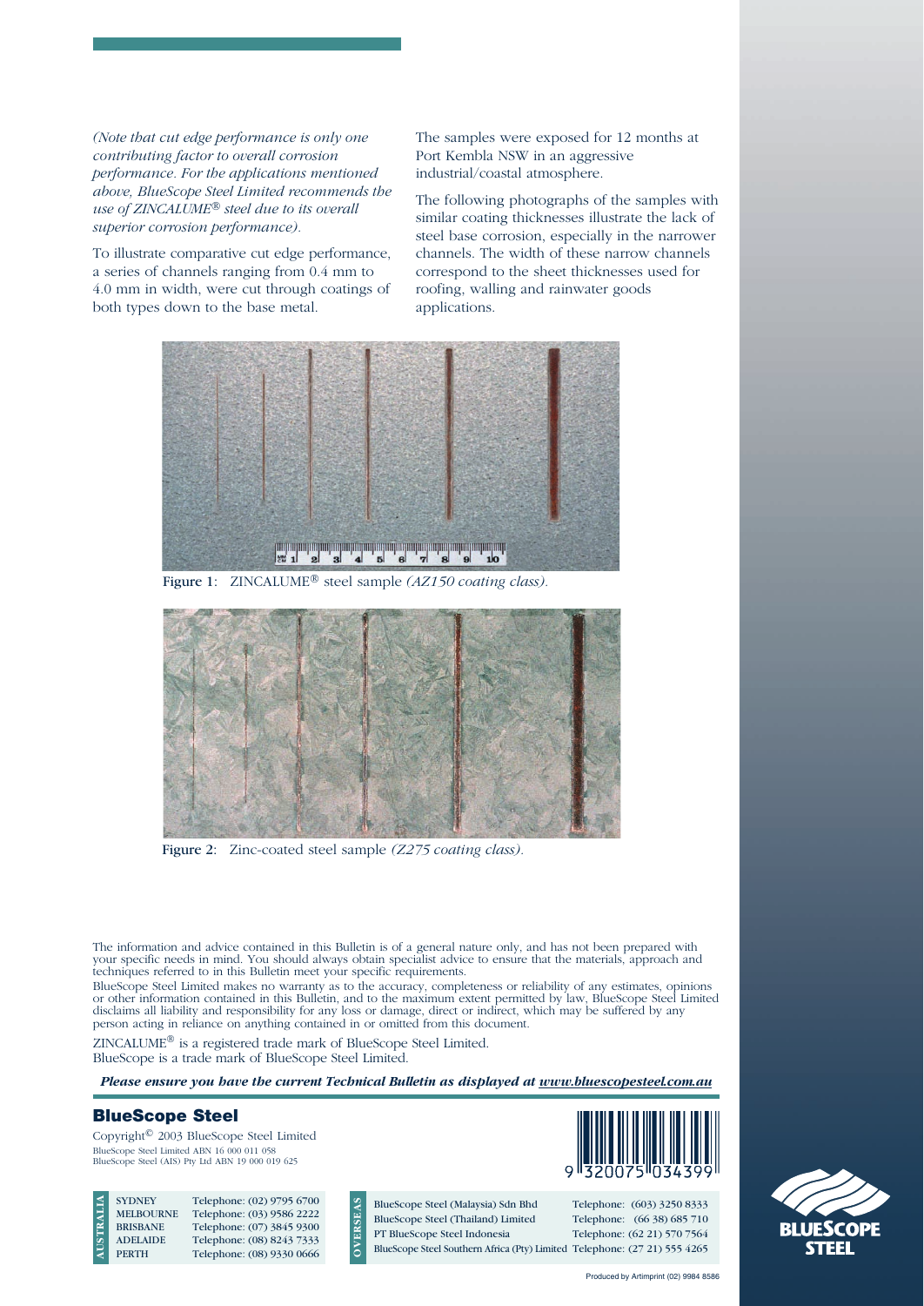*(Note that cut edge performance is only one contributing factor to overall corrosion performance. For the applications mentioned above, BlueScope Steel Limited recommends the use of ZINCALUME® steel due to its overall superior corrosion performance).*

To illustrate comparative cut edge performance, a series of channels ranging from 0.4 mm to 4.0 mm in width, were cut through coatings of both types down to the base metal.

The samples were exposed for 12 months at Port Kembla NSW in an aggressive industrial/coastal atmosphere.

The following photographs of the samples with similar coating thicknesses illustrate the lack of steel base corrosion, especially in the narrower channels. The width of these narrow channels correspond to the sheet thicknesses used for roofing, walling and rainwater goods applications.

**Figure 1**: ZINCALUME® steel sample *(AZ150 coating class).*

**Figure 2**: Zinc-coated steel sample *(Z275 coating class).*

The information and advice contained in this Bulletin is of a general nature only, and has not been prepared with your specific needs in mind. You should always obtain specialist advice to ensure that the materials, approach and techniques referred to in this Bulletin meet your specific requirements.

BlueScope Steel Limited makes no warranty as to the accuracy, completeness or reliability of any estimates, opinions or other information contained in this Bulletin, and to the maximum extent permitted by law, BlueScope Steel Limited disclaims all liability and responsibility for any loss or damage, direct or indirect, which may be suffered by any person acting in reliance on anything contained in or omitted from this document.

ZINCALUME® is a registered trade mark of BlueScope Steel Limited.
BlueScope is a trade mark of BlueScope Steel Limited.

***Please ensure you have the current Technical Bulletin as displayed at www.bluescopesteel.com.au***

**BlueScope Steel**

Copyright© 2003 BlueScope Steel Limited
BlueScope Steel Limited ABN 16 000 011 058
BlueScope Steel (AIS) Pty Ltd ABN 19 000 019 625

9 320075 034399

**AUSTRALIA**

| | |
|---|---|
| SYDNEY | Telephone: (02) 9795 6700 |
| MELBOURNE | Telephone: (03) 9586 2222 |
| BRISBANE | Telephone: (07) 3845 9300 |
| ADELAIDE | Telephone: (08) 8243 7333 |
| PERTH | Telephone: (08) 9330 0666 |

**OVERSEAS**

| | |
|---|---|
| BlueScope Steel (Malaysia) Sdn Bhd | Telephone: (603) 3250 8333 |
| BlueScope Steel (Thailand) Limited | Telephone: (66 38) 685 710 |
| PT BlueScope Steel Indonesia | Telephone: (62 21) 570 7564 |
| BlueScope Steel Southern Africa (Pty) Limited | Telephone: (27 21) 555 4265 |

BLUESCOPE STEEL

Produced by Artimprint (02) 9984 8586